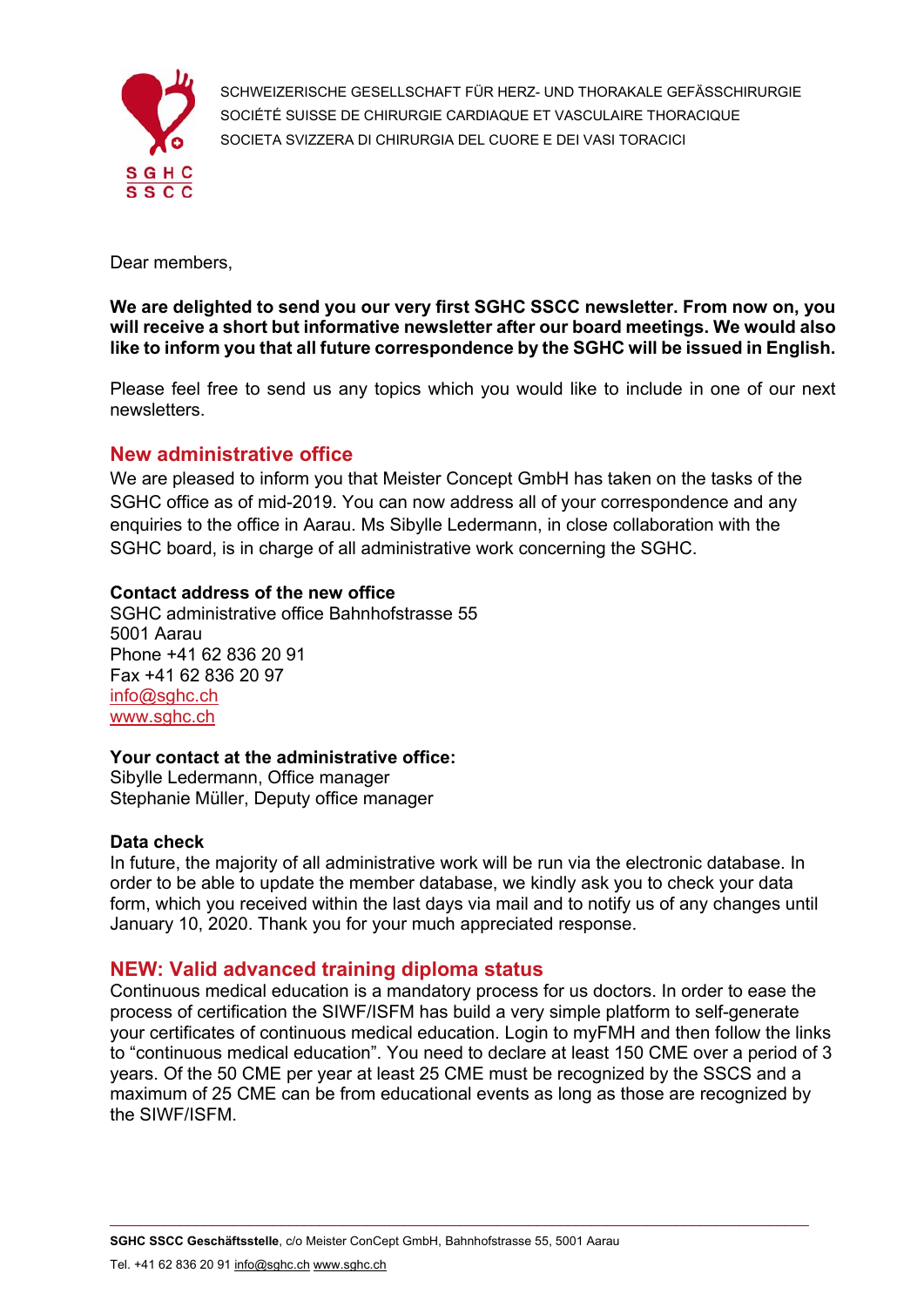SCHWEIZERISCHE GESELLSCHAFT FÜR HERZ- UND THORAKALE GEFÄSSCHIRURGIE
SOCIÉTÉ SUISSE DE CHIRURGIE CARDIAQUE ET VASCULAIRE THORACIQUE
SOCIETA SVIZZERA DI CHIRURGIA DEL CUORE E DEI VASI TORACICI

Dear members,

**We are delighted to send you our very first SGHC SSCC newsletter. From now on, you will receive a short but informative newsletter after our board meetings. We would also like to inform you that all future correspondence by the SGHC will be issued in English.**

Please feel free to send us any topics which you would like to include in one of our next newsletters.

## New administrative office

We are pleased to inform you that Meister Concept GmbH has taken on the tasks of the SGHC office as of mid-2019. You can now address all of your correspondence and any enquiries to the office in Aarau. Ms Sibylle Ledermann, in close collaboration with the SGHC board, is in charge of all administrative work concerning the SGHC.

**Contact address of the new office**
SGHC administrative office Bahnhofstrasse 55
5001 Aarau
Phone +41 62 836 20 91
Fax +41 62 836 20 97
info@sghc.ch
www.sghc.ch

**Your contact at the administrative office:**
Sibylle Ledermann, Office manager
Stephanie Müller, Deputy office manager

**Data check**
In future, the majority of all administrative work will be run via the electronic database. In order to be able to update the member database, we kindly ask you to check your data form, which you received within the last days via mail and to notify us of any changes until January 10, 2020. Thank you for your much appreciated response.

## NEW: Valid advanced training diploma status

Continuous medical education is a mandatory process for us doctors. In order to ease the process of certification the SIWF/ISFM has build a very simple platform to self-generate your certificates of continuous medical education. Login to myFMH and then follow the links to "continuous medical education". You need to declare at least 150 CME over a period of 3 years. Of the 50 CME per year at least 25 CME must be recognized by the SSCS and a maximum of 25 CME can be from educational events as long as those are recognized by the SIWF/ISFM.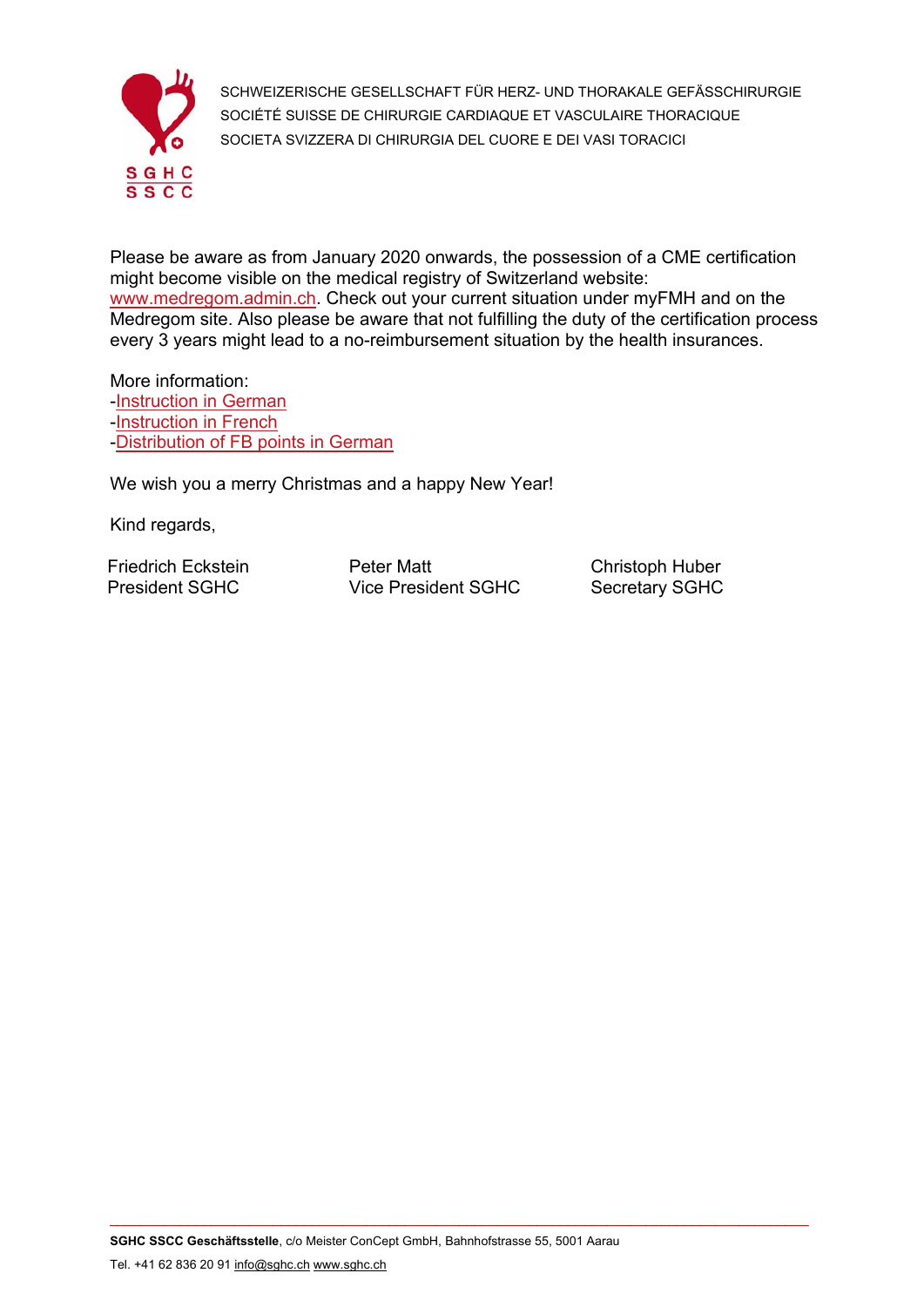SCHWEIZERISCHE GESELLSCHAFT FÜR HERZ- UND THORAKALE GEFÄSSCHIRURGIE
SOCIÉTÉ SUISSE DE CHIRURGIE CARDIAQUE ET VASCULAIRE THORACIQUE
SOCIETA SVIZZERA DI CHIRURGIA DEL CUORE E DEI VASI TORACICI

Please be aware as from January 2020 onwards, the possession of a CME certification might become visible on the medical registry of Switzerland website: www.medregom.admin.ch. Check out your current situation under myFMH and on the Medregom site. Also please be aware that not fulfilling the duty of the certification process every 3 years might lead to a no-reimbursement situation by the health insurances.

More information:
-Instruction in German
-Instruction in French
-Distribution of FB points in German

We wish you a merry Christmas and a happy New Year!

Kind regards,

Friedrich Eckstein
President SGHC

Peter Matt
Vice President SGHC

Christoph Huber
Secretary SGHC

**SGHC SSCC Geschäftsstelle**, c/o Meister ConCept GmbH, Bahnhofstrasse 55, 5001 Aarau
Tel. +41 62 836 20 91 info@sghc.ch www.sghc.ch